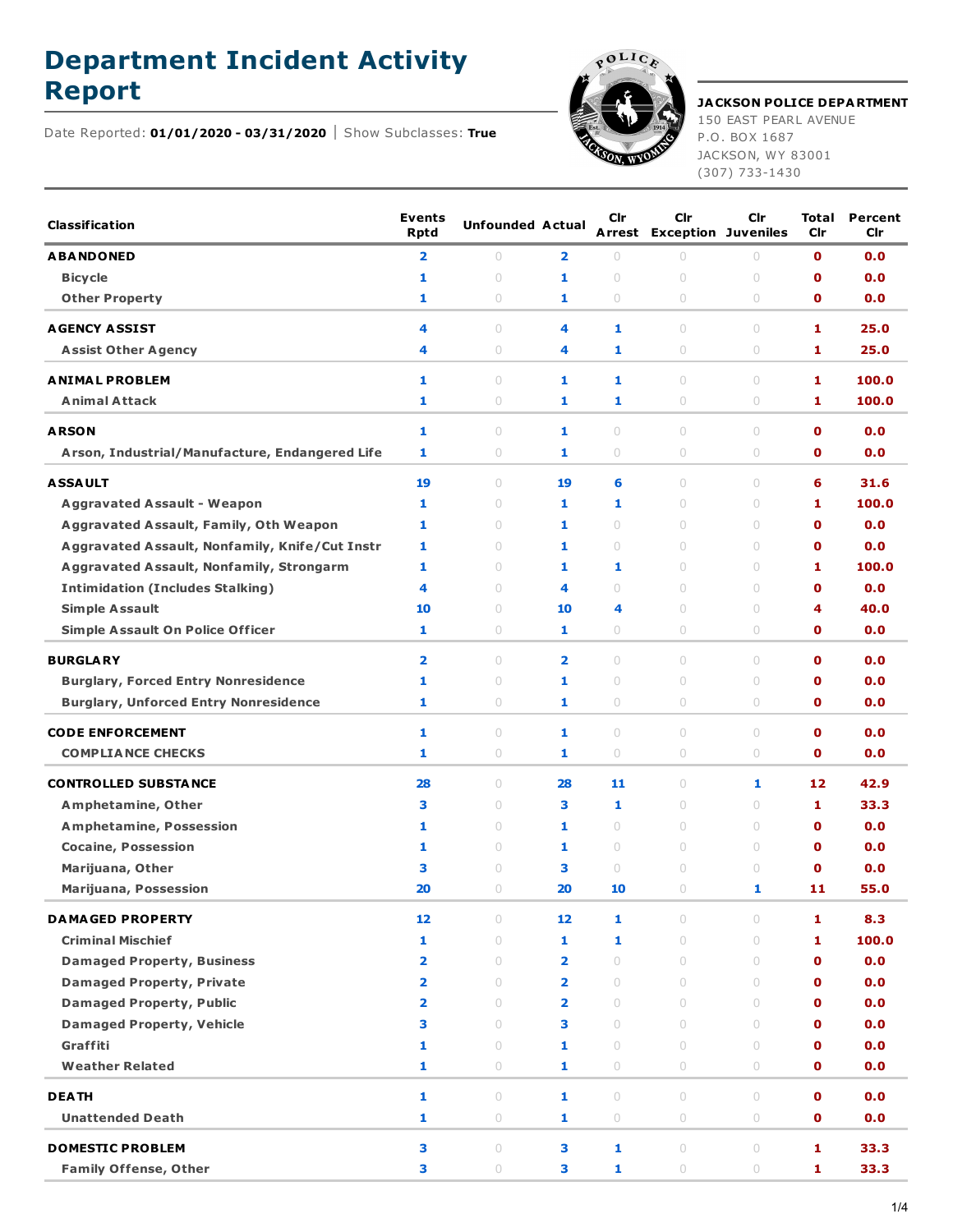# Department Incident Activity Report

Date Reported: **01/01/2020 - 03/31/2020** | Show Subclasses: **True**

**JACKSON POLICE DEPARTMENT**
150 EAST PEARL AVENUE
P.O. BOX 1687
JACKSON, WY 83001
(307) 733-1430

| Classification | Events Rptd | Unfounded | Actual | Clr Arrest | Clr Exception | Clr Juveniles | Total Clr | Percent Clr |
|---|---|---|---|---|---|---|---|---|
| **ABANDONED** | 2 | 0 | 2 | 0 | 0 | 0 | 0 | 0.0 |
| Bicycle | 1 | 0 | 1 | 0 | 0 | 0 | 0 | 0.0 |
| Other Property | 1 | 0 | 1 | 0 | 0 | 0 | 0 | 0.0 |
| **AGENCY ASSIST** | 4 | 0 | 4 | 1 | 0 | 0 | 1 | 25.0 |
| Assist Other Agency | 4 | 0 | 4 | 1 | 0 | 0 | 1 | 25.0 |
| **ANIMAL PROBLEM** | 1 | 0 | 1 | 1 | 0 | 0 | 1 | 100.0 |
| Animal Attack | 1 | 0 | 1 | 1 | 0 | 0 | 1 | 100.0 |
| **ARSON** | 1 | 0 | 1 | 0 | 0 | 0 | 0 | 0.0 |
| Arson, Industrial/Manufacture, Endangered Life | 1 | 0 | 1 | 0 | 0 | 0 | 0 | 0.0 |
| **ASSAULT** | 19 | 0 | 19 | 6 | 0 | 0 | 6 | 31.6 |
| Aggravated Assault - Weapon | 1 | 0 | 1 | 1 | 0 | 0 | 1 | 100.0 |
| Aggravated Assault, Family, Oth Weapon | 1 | 0 | 1 | 0 | 0 | 0 | 0 | 0.0 |
| Aggravated Assault, Nonfamily, Knife/Cut Instr | 1 | 0 | 1 | 0 | 0 | 0 | 0 | 0.0 |
| Aggravated Assault, Nonfamily, Strongarm | 1 | 0 | 1 | 1 | 0 | 0 | 1 | 100.0 |
| Intimidation (Includes Stalking) | 4 | 0 | 4 | 0 | 0 | 0 | 0 | 0.0 |
| Simple Assault | 10 | 0 | 10 | 4 | 0 | 0 | 4 | 40.0 |
| Simple Assault On Police Officer | 1 | 0 | 1 | 0 | 0 | 0 | 0 | 0.0 |
| **BURGLARY** | 2 | 0 | 2 | 0 | 0 | 0 | 0 | 0.0 |
| Burglary, Forced Entry Nonresidence | 1 | 0 | 1 | 0 | 0 | 0 | 0 | 0.0 |
| Burglary, Unforced Entry Nonresidence | 1 | 0 | 1 | 0 | 0 | 0 | 0 | 0.0 |
| **CODE ENFORCEMENT** | 1 | 0 | 1 | 0 | 0 | 0 | 0 | 0.0 |
| COMPLIANCE CHECKS | 1 | 0 | 1 | 0 | 0 | 0 | 0 | 0.0 |
| **CONTROLLED SUBSTANCE** | 28 | 0 | 28 | 11 | 0 | 1 | 12 | 42.9 |
| Amphetamine, Other | 3 | 0 | 3 | 1 | 0 | 0 | 1 | 33.3 |
| Amphetamine, Possession | 1 | 0 | 1 | 0 | 0 | 0 | 0 | 0.0 |
| Cocaine, Possession | 1 | 0 | 1 | 0 | 0 | 0 | 0 | 0.0 |
| Marijuana, Other | 3 | 0 | 3 | 0 | 0 | 0 | 0 | 0.0 |
| Marijuana, Possession | 20 | 0 | 20 | 10 | 0 | 1 | 11 | 55.0 |
| **DAMAGED PROPERTY** | 12 | 0 | 12 | 1 | 0 | 0 | 1 | 8.3 |
| Criminal Mischief | 1 | 0 | 1 | 1 | 0 | 0 | 1 | 100.0 |
| Damaged Property, Business | 2 | 0 | 2 | 0 | 0 | 0 | 0 | 0.0 |
| Damaged Property, Private | 2 | 0 | 2 | 0 | 0 | 0 | 0 | 0.0 |
| Damaged Property, Public | 2 | 0 | 2 | 0 | 0 | 0 | 0 | 0.0 |
| Damaged Property, Vehicle | 3 | 0 | 3 | 0 | 0 | 0 | 0 | 0.0 |
| Graffiti | 1 | 0 | 1 | 0 | 0 | 0 | 0 | 0.0 |
| Weather Related | 1 | 0 | 1 | 0 | 0 | 0 | 0 | 0.0 |
| **DEATH** | 1 | 0 | 1 | 0 | 0 | 0 | 0 | 0.0 |
| Unattended Death | 1 | 0 | 1 | 0 | 0 | 0 | 0 | 0.0 |
| **DOMESTIC PROBLEM** | 3 | 0 | 3 | 1 | 0 | 0 | 1 | 33.3 |
| Family Offense, Other | 3 | 0 | 3 | 1 | 0 | 0 | 1 | 33.3 |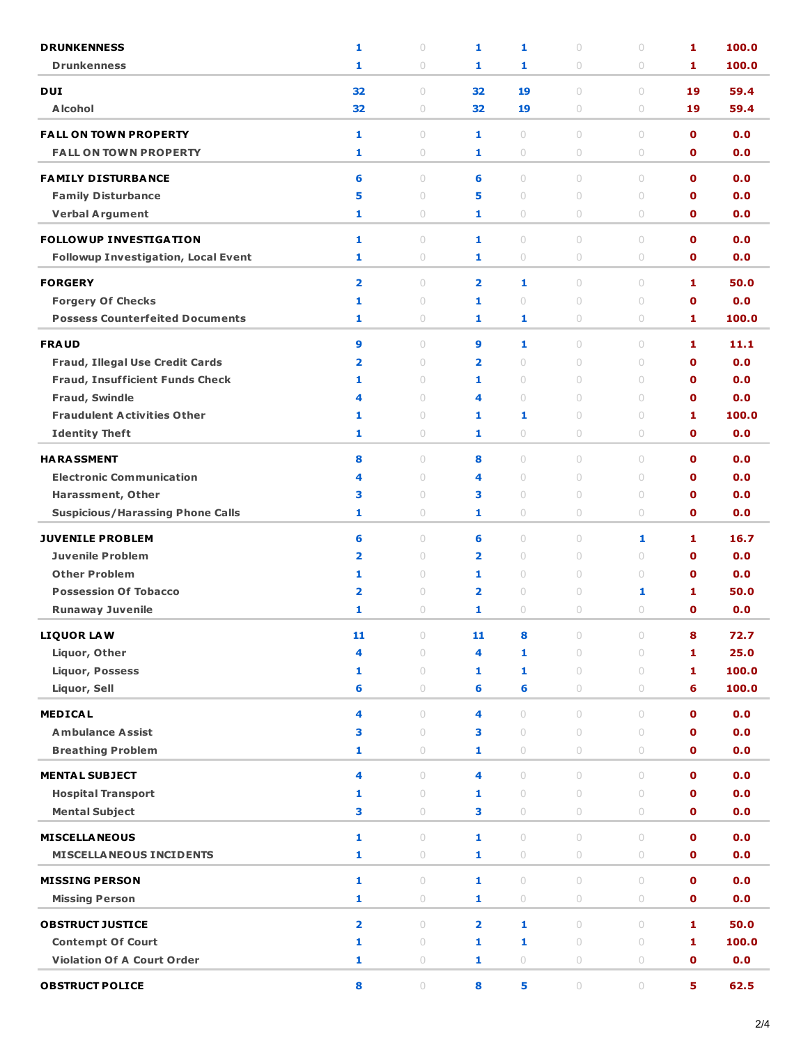| | | | | | | | | |
|---|---|---|---|---|---|---|---|---|
| **DRUNKENNESS** | 1 | 0 | 1 | 1 | 0 | 0 | 1 | 100.0 |
| Drunkenness | 1 | 0 | 1 | 1 | 0 | 0 | 1 | 100.0 |
| **DUI** | 32 | 0 | 32 | 19 | 0 | 0 | 19 | 59.4 |
| Alcohol | 32 | 0 | 32 | 19 | 0 | 0 | 19 | 59.4 |
| **FALL ON TOWN PROPERTY** | 1 | 0 | 1 | 0 | 0 | 0 | 0 | 0.0 |
| FALL ON TOWN PROPERTY | 1 | 0 | 1 | 0 | 0 | 0 | 0 | 0.0 |
| **FAMILY DISTURBANCE** | 6 | 0 | 6 | 0 | 0 | 0 | 0 | 0.0 |
| Family Disturbance | 5 | 0 | 5 | 0 | 0 | 0 | 0 | 0.0 |
| Verbal Argument | 1 | 0 | 1 | 0 | 0 | 0 | 0 | 0.0 |
| **FOLLOWUP INVESTIGATION** | 1 | 0 | 1 | 0 | 0 | 0 | 0 | 0.0 |
| Followup Investigation, Local Event | 1 | 0 | 1 | 0 | 0 | 0 | 0 | 0.0 |
| **FORGERY** | 2 | 0 | 2 | 1 | 0 | 0 | 1 | 50.0 |
| Forgery Of Checks | 1 | 0 | 1 | 0 | 0 | 0 | 0 | 0.0 |
| Possess Counterfeited Documents | 1 | 0 | 1 | 1 | 0 | 0 | 1 | 100.0 |
| **FRAUD** | 9 | 0 | 9 | 1 | 0 | 0 | 1 | 11.1 |
| Fraud, Illegal Use Credit Cards | 2 | 0 | 2 | 0 | 0 | 0 | 0 | 0.0 |
| Fraud, Insufficient Funds Check | 1 | 0 | 1 | 0 | 0 | 0 | 0 | 0.0 |
| Fraud, Swindle | 4 | 0 | 4 | 0 | 0 | 0 | 0 | 0.0 |
| Fraudulent Activities Other | 1 | 0 | 1 | 1 | 0 | 0 | 1 | 100.0 |
| Identity Theft | 1 | 0 | 1 | 0 | 0 | 0 | 0 | 0.0 |
| **HARASSMENT** | 8 | 0 | 8 | 0 | 0 | 0 | 0 | 0.0 |
| Electronic Communication | 4 | 0 | 4 | 0 | 0 | 0 | 0 | 0.0 |
| Harassment, Other | 3 | 0 | 3 | 0 | 0 | 0 | 0 | 0.0 |
| Suspicious/Harassing Phone Calls | 1 | 0 | 1 | 0 | 0 | 0 | 0 | 0.0 |
| **JUVENILE PROBLEM** | 6 | 0 | 6 | 0 | 0 | 1 | 1 | 16.7 |
| Juvenile Problem | 2 | 0 | 2 | 0 | 0 | 0 | 0 | 0.0 |
| Other Problem | 1 | 0 | 1 | 0 | 0 | 0 | 0 | 0.0 |
| Possession Of Tobacco | 2 | 0 | 2 | 0 | 0 | 1 | 1 | 50.0 |
| Runaway Juvenile | 1 | 0 | 1 | 0 | 0 | 0 | 0 | 0.0 |
| **LIQUOR LAW** | 11 | 0 | 11 | 8 | 0 | 0 | 8 | 72.7 |
| Liquor, Other | 4 | 0 | 4 | 1 | 0 | 0 | 1 | 25.0 |
| Liquor, Possess | 1 | 0 | 1 | 1 | 0 | 0 | 1 | 100.0 |
| Liquor, Sell | 6 | 0 | 6 | 6 | 0 | 0 | 6 | 100.0 |
| **MEDICAL** | 4 | 0 | 4 | 0 | 0 | 0 | 0 | 0.0 |
| Ambulance Assist | 3 | 0 | 3 | 0 | 0 | 0 | 0 | 0.0 |
| Breathing Problem | 1 | 0 | 1 | 0 | 0 | 0 | 0 | 0.0 |
| **MENTAL SUBJECT** | 4 | 0 | 4 | 0 | 0 | 0 | 0 | 0.0 |
| Hospital Transport | 1 | 0 | 1 | 0 | 0 | 0 | 0 | 0.0 |
| Mental Subject | 3 | 0 | 3 | 0 | 0 | 0 | 0 | 0.0 |
| **MISCELLANEOUS** | 1 | 0 | 1 | 0 | 0 | 0 | 0 | 0.0 |
| MISCELLANEOUS INCIDENTS | 1 | 0 | 1 | 0 | 0 | 0 | 0 | 0.0 |
| **MISSING PERSON** | 1 | 0 | 1 | 0 | 0 | 0 | 0 | 0.0 |
| Missing Person | 1 | 0 | 1 | 0 | 0 | 0 | 0 | 0.0 |
| **OBSTRUCT JUSTICE** | 2 | 0 | 2 | 1 | 0 | 0 | 1 | 50.0 |
| Contempt Of Court | 1 | 0 | 1 | 1 | 0 | 0 | 1 | 100.0 |
| Violation Of A Court Order | 1 | 0 | 1 | 0 | 0 | 0 | 0 | 0.0 |
| **OBSTRUCT POLICE** | 8 | 0 | 8 | 5 | 0 | 0 | 5 | 62.5 |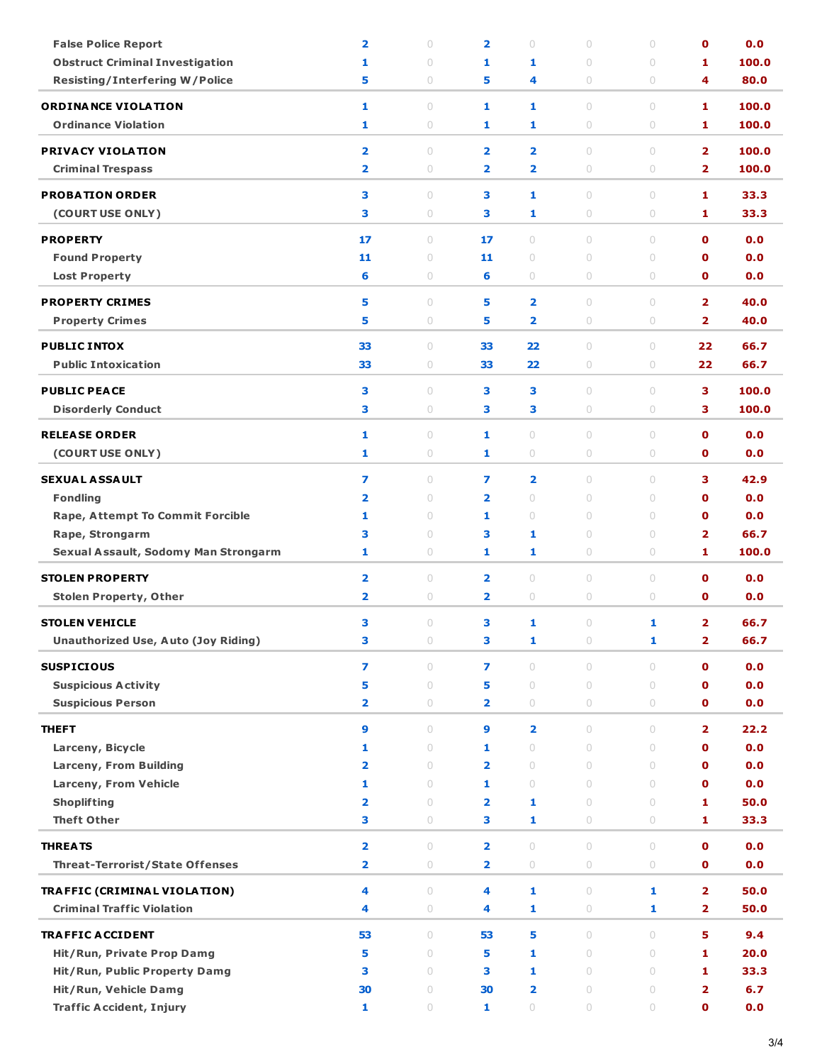| | | | | | | | | |
|---|---|---|---|---|---|---|---|---|
| False Police Report | 2 | 0 | 2 | 0 | 0 | 0 | 0 | 0.0 |
| Obstruct Criminal Investigation | 1 | 0 | 1 | 1 | 0 | 0 | 1 | 100.0 |
| Resisting/Interfering W/Police | 5 | 0 | 5 | 4 | 0 | 0 | 4 | 80.0 |
| **ORDINANCE VIOLATION** | 1 | 0 | 1 | 1 | 0 | 0 | 1 | 100.0 |
| Ordinance Violation | 1 | 0 | 1 | 1 | 0 | 0 | 1 | 100.0 |
| **PRIVACY VIOLATION** | 2 | 0 | 2 | 2 | 0 | 0 | 2 | 100.0 |
| Criminal Trespass | 2 | 0 | 2 | 2 | 0 | 0 | 2 | 100.0 |
| **PROBATION ORDER** | 3 | 0 | 3 | 1 | 0 | 0 | 1 | 33.3 |
| (COURT USE ONLY) | 3 | 0 | 3 | 1 | 0 | 0 | 1 | 33.3 |
| **PROPERTY** | 17 | 0 | 17 | 0 | 0 | 0 | 0 | 0.0 |
| Found Property | 11 | 0 | 11 | 0 | 0 | 0 | 0 | 0.0 |
| Lost Property | 6 | 0 | 6 | 0 | 0 | 0 | 0 | 0.0 |
| **PROPERTY CRIMES** | 5 | 0 | 5 | 2 | 0 | 0 | 2 | 40.0 |
| Property Crimes | 5 | 0 | 5 | 2 | 0 | 0 | 2 | 40.0 |
| **PUBLIC INTOX** | 33 | 0 | 33 | 22 | 0 | 0 | 22 | 66.7 |
| Public Intoxication | 33 | 0 | 33 | 22 | 0 | 0 | 22 | 66.7 |
| **PUBLIC PEACE** | 3 | 0 | 3 | 3 | 0 | 0 | 3 | 100.0 |
| Disorderly Conduct | 3 | 0 | 3 | 3 | 0 | 0 | 3 | 100.0 |
| **RELEASE ORDER** | 1 | 0 | 1 | 0 | 0 | 0 | 0 | 0.0 |
| (COURT USE ONLY) | 1 | 0 | 1 | 0 | 0 | 0 | 0 | 0.0 |
| **SEXUAL ASSAULT** | 7 | 0 | 7 | 2 | 0 | 0 | 3 | 42.9 |
| Fondling | 2 | 0 | 2 | 0 | 0 | 0 | 0 | 0.0 |
| Rape, Attempt To Commit Forcible | 1 | 0 | 1 | 0 | 0 | 0 | 0 | 0.0 |
| Rape, Strongarm | 3 | 0 | 3 | 1 | 0 | 0 | 2 | 66.7 |
| Sexual Assault, Sodomy Man Strongarm | 1 | 0 | 1 | 1 | 0 | 0 | 1 | 100.0 |
| **STOLEN PROPERTY** | 2 | 0 | 2 | 0 | 0 | 0 | 0 | 0.0 |
| Stolen Property, Other | 2 | 0 | 2 | 0 | 0 | 0 | 0 | 0.0 |
| **STOLEN VEHICLE** | 3 | 0 | 3 | 1 | 0 | 1 | 2 | 66.7 |
| Unauthorized Use, Auto (Joy Riding) | 3 | 0 | 3 | 1 | 0 | 1 | 2 | 66.7 |
| **SUSPICIOUS** | 7 | 0 | 7 | 0 | 0 | 0 | 0 | 0.0 |
| Suspicious Activity | 5 | 0 | 5 | 0 | 0 | 0 | 0 | 0.0 |
| Suspicious Person | 2 | 0 | 2 | 0 | 0 | 0 | 0 | 0.0 |
| **THEFT** | 9 | 0 | 9 | 2 | 0 | 0 | 2 | 22.2 |
| Larceny, Bicycle | 1 | 0 | 1 | 0 | 0 | 0 | 0 | 0.0 |
| Larceny, From Building | 2 | 0 | 2 | 0 | 0 | 0 | 0 | 0.0 |
| Larceny, From Vehicle | 1 | 0 | 1 | 0 | 0 | 0 | 0 | 0.0 |
| Shoplifting | 2 | 0 | 2 | 1 | 0 | 0 | 1 | 50.0 |
| Theft Other | 3 | 0 | 3 | 1 | 0 | 0 | 1 | 33.3 |
| **THREATS** | 2 | 0 | 2 | 0 | 0 | 0 | 0 | 0.0 |
| Threat-Terrorist/State Offenses | 2 | 0 | 2 | 0 | 0 | 0 | 0 | 0.0 |
| **TRAFFIC (CRIMINAL VIOLATION)** | 4 | 0 | 4 | 1 | 0 | 1 | 2 | 50.0 |
| Criminal Traffic Violation | 4 | 0 | 4 | 1 | 0 | 1 | 2 | 50.0 |
| **TRAFFIC ACCIDENT** | 53 | 0 | 53 | 5 | 0 | 0 | 5 | 9.4 |
| Hit/Run, Private Prop Damg | 5 | 0 | 5 | 1 | 0 | 0 | 1 | 20.0 |
| Hit/Run, Public Property Damg | 3 | 0 | 3 | 1 | 0 | 0 | 1 | 33.3 |
| Hit/Run, Vehicle Damg | 30 | 0 | 30 | 2 | 0 | 0 | 2 | 6.7 |
| Traffic Accident, Injury | 1 | 0 | 1 | 0 | 0 | 0 | 0 | 0.0 |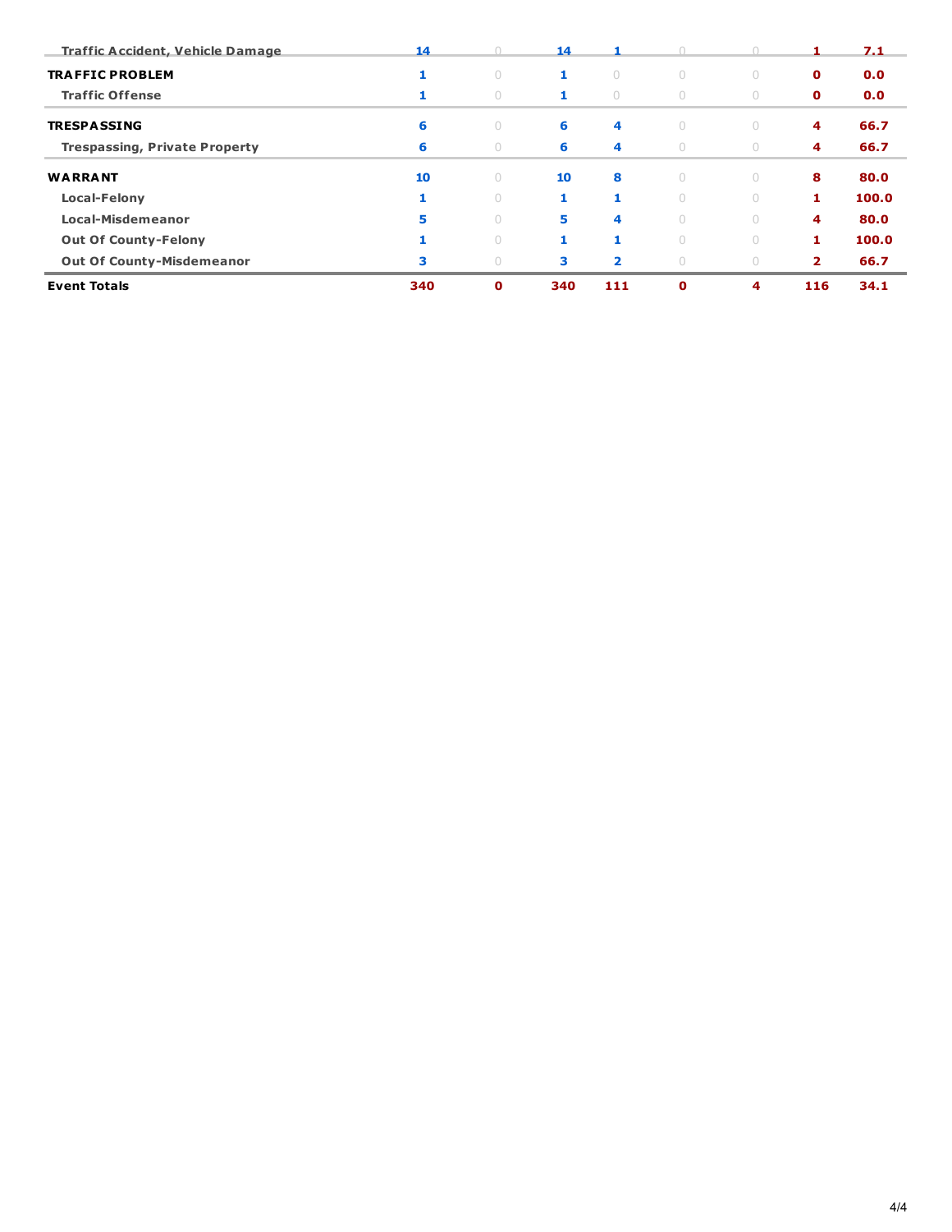| | | | | | | | | |
|---|---|---|---|---|---|---|---|---|
| Traffic Accident, Vehicle Damage | 14 | 0 | 14 | 1 | 0 | 0 | 1 | 7.1 |
| **TRAFFIC PROBLEM** | 1 | 0 | 1 | 0 | 0 | 0 | 0 | 0.0 |
| Traffic Offense | 1 | 0 | 1 | 0 | 0 | 0 | 0 | 0.0 |
| **TRESPASSING** | 6 | 0 | 6 | 4 | 0 | 0 | 4 | 66.7 |
| Trespassing, Private Property | 6 | 0 | 6 | 4 | 0 | 0 | 4 | 66.7 |
| **WARRANT** | 10 | 0 | 10 | 8 | 0 | 0 | 8 | 80.0 |
| Local-Felony | 1 | 0 | 1 | 1 | 0 | 0 | 1 | 100.0 |
| Local-Misdemeanor | 5 | 0 | 5 | 4 | 0 | 0 | 4 | 80.0 |
| Out Of County-Felony | 1 | 0 | 1 | 1 | 0 | 0 | 1 | 100.0 |
| Out Of County-Misdemeanor | 3 | 0 | 3 | 2 | 0 | 0 | 2 | 66.7 |
| **Event Totals** | **340** | **0** | **340** | **111** | **0** | **4** | **116** | **34.1** |